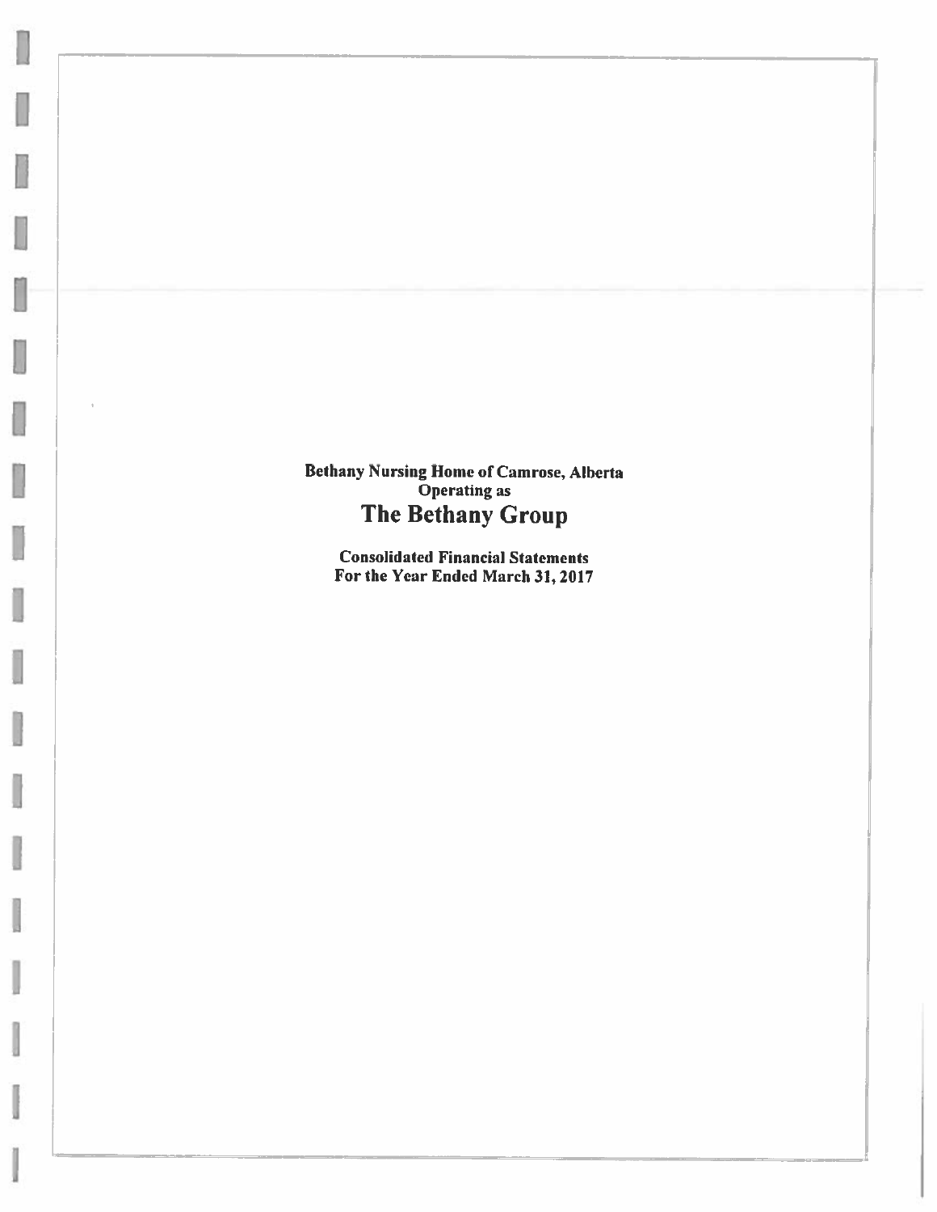**Bethany Nursing Home of Camrose, Alberta**
**Operating as**

# The Bethany Group

**Consolidated Financial Statements**
**For the Year Ended March 31, 2017**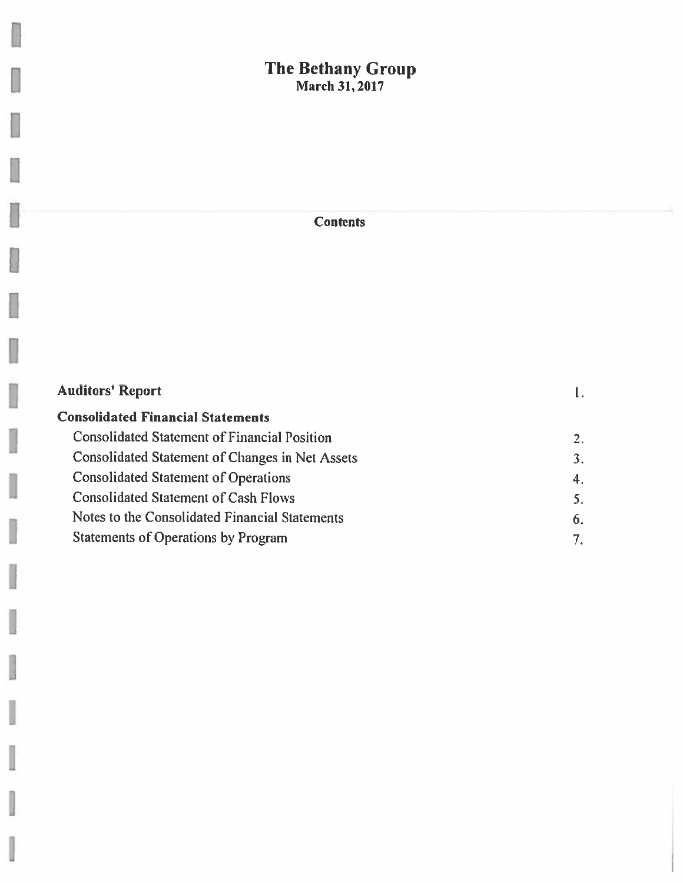# The Bethany Group
**March 31, 2017**

## Contents

| | |
|---|---|
| **Auditors' Report** | 1. |
| **Consolidated Financial Statements** | |
| Consolidated Statement of Financial Position | 2. |
| Consolidated Statement of Changes in Net Assets | 3. |
| Consolidated Statement of Operations | 4. |
| Consolidated Statement of Cash Flows | 5. |
| Notes to the Consolidated Financial Statements | 6. |
| Statements of Operations by Program | 7. |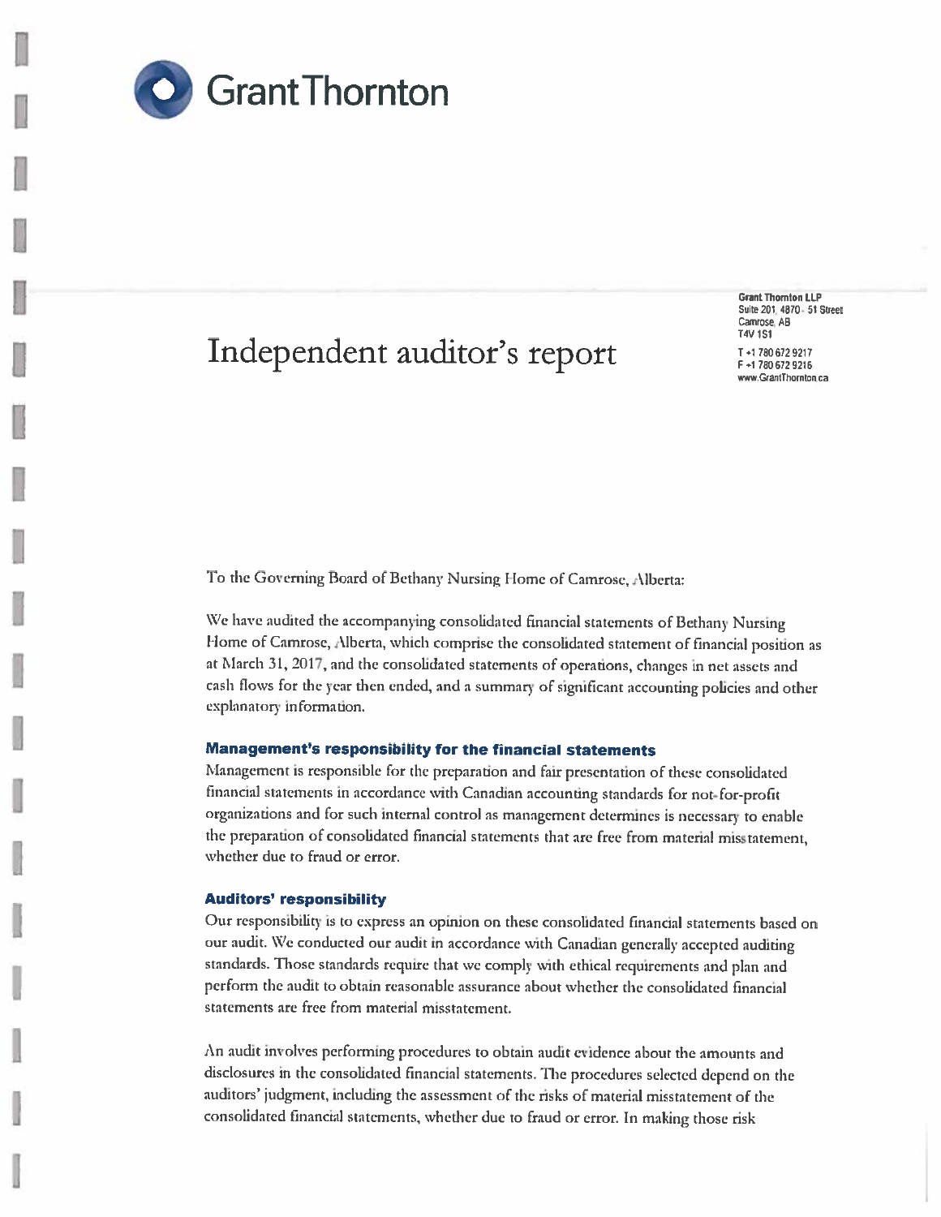Grant Thornton

# Independent auditor's report

Grant Thornton LLP
Suite 201, 4870 - 51 Street
Camrose, AB
T4V 1S1

T +1 780 672 9217
F +1 780 672 9216
www.GrantThornton.ca

To the Governing Board of Bethany Nursing Home of Camrose, Alberta:

We have audited the accompanying consolidated financial statements of Bethany Nursing Home of Camrose, Alberta, which comprise the consolidated statement of financial position as at March 31, 2017, and the consolidated statements of operations, changes in net assets and cash flows for the year then ended, and a summary of significant accounting policies and other explanatory information.

### Management's responsibility for the financial statements

Management is responsible for the preparation and fair presentation of these consolidated financial statements in accordance with Canadian accounting standards for not-for-profit organizations and for such internal control as management determines is necessary to enable the preparation of consolidated financial statements that are free from material misstatement, whether due to fraud or error.

### Auditors' responsibility

Our responsibility is to express an opinion on these consolidated financial statements based on our audit. We conducted our audit in accordance with Canadian generally accepted auditing standards. Those standards require that we comply with ethical requirements and plan and perform the audit to obtain reasonable assurance about whether the consolidated financial statements are free from material misstatement.

An audit involves performing procedures to obtain audit evidence about the amounts and disclosures in the consolidated financial statements. The procedures selected depend on the auditors' judgment, including the assessment of the risks of material misstatement of the consolidated financial statements, whether due to fraud or error. In making those risk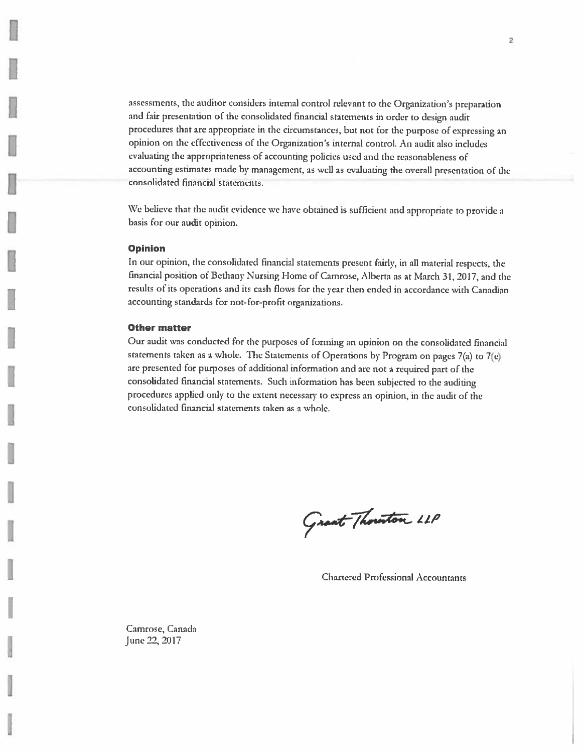assessments, the auditor considers internal control relevant to the Organization's preparation and fair presentation of the consolidated financial statements in order to design audit procedures that are appropriate in the circumstances, but not for the purpose of expressing an opinion on the effectiveness of the Organization's internal control. An audit also includes evaluating the appropriateness of accounting policies used and the reasonableness of accounting estimates made by management, as well as evaluating the overall presentation of the consolidated financial statements.

We believe that the audit evidence we have obtained is sufficient and appropriate to provide a basis for our audit opinion.

### Opinion

In our opinion, the consolidated financial statements present fairly, in all material respects, the financial position of Bethany Nursing Home of Camrose, Alberta as at March 31, 2017, and the results of its operations and its cash flows for the year then ended in accordance with Canadian accounting standards for not-for-profit organizations.

### Other matter

Our audit was conducted for the purposes of forming an opinion on the consolidated financial statements taken as a whole. The Statements of Operations by Program on pages 7(a) to 7(e) are presented for purposes of additional information and are not a required part of the consolidated financial statements. Such information has been subjected to the auditing procedures applied only to the extent necessary to express an opinion, in the audit of the consolidated financial statements taken as a whole.

Grant Thornton LLP

Chartered Professional Accountants

Camrose, Canada
June 22, 2017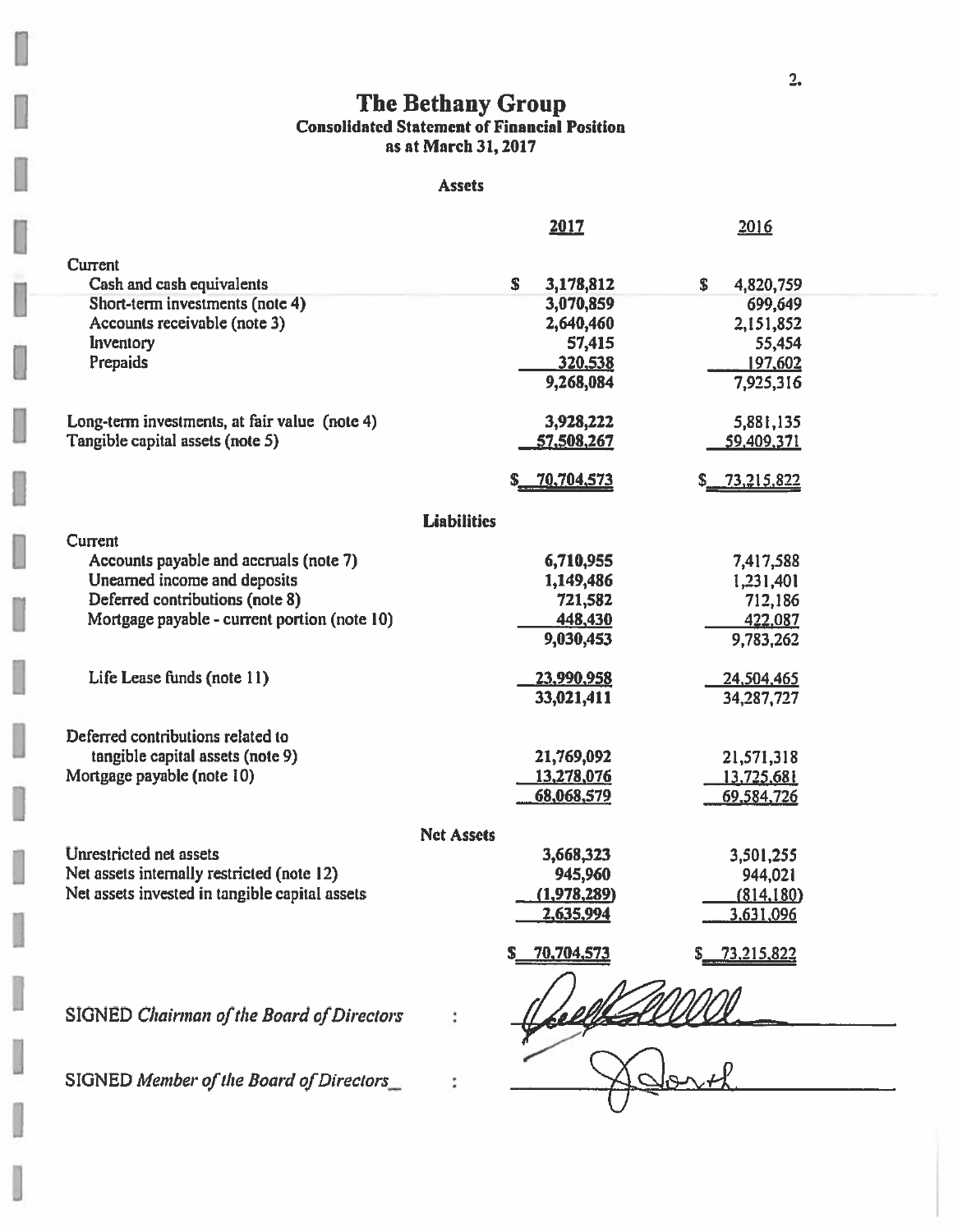# The Bethany Group

## Consolidated Statement of Financial Position

### as at March 31, 2017

| | 2017 | 2016 |
|---|---|---|
| **Assets** | | |
| Current | | |
| Cash and cash equivalents | $ 3,178,812 | $ 4,820,759 |
| Short-term investments (note 4) | 3,070,859 | 699,649 |
| Accounts receivable (note 3) | 2,640,460 | 2,151,852 |
| Inventory | 57,415 | 55,454 |
| Prepaids | 320,538 | 197,602 |
| | 9,268,084 | 7,925,316 |
| Long-term investments, at fair value (note 4) | 3,928,222 | 5,881,135 |
| Tangible capital assets (note 5) | 57,508,267 | 59,409,371 |
| | $ 70,704,573 | $ 73,215,822 |
| **Liabilities** | | |
| Current | | |
| Accounts payable and accruals (note 7) | 6,710,955 | 7,417,588 |
| Unearned income and deposits | 1,149,486 | 1,231,401 |
| Deferred contributions (note 8) | 721,582 | 712,186 |
| Mortgage payable - current portion (note 10) | 448,430 | 422,087 |
| | 9,030,453 | 9,783,262 |
| Life Lease funds (note 11) | 23,990,958 | 24,504,465 |
| | 33,021,411 | 34,287,727 |
| Deferred contributions related to tangible capital assets (note 9) | 21,769,092 | 21,571,318 |
| Mortgage payable (note 10) | 13,278,076 | 13,725,681 |
| | 68,068,579 | 69,584,726 |
| **Net Assets** | | |
| Unrestricted net assets | 3,668,323 | 3,501,255 |
| Net assets internally restricted (note 12) | 945,960 | 944,021 |
| Net assets invested in tangible capital assets | (1,978,289) | (814,180) |
| | 2,635,994 | 3,631,096 |
| | $ 70,704,573 | $ 73,215,822 |

SIGNED *Chairman of the Board of Directors* : ______________________

SIGNED *Member of the Board of Directors* : ______________________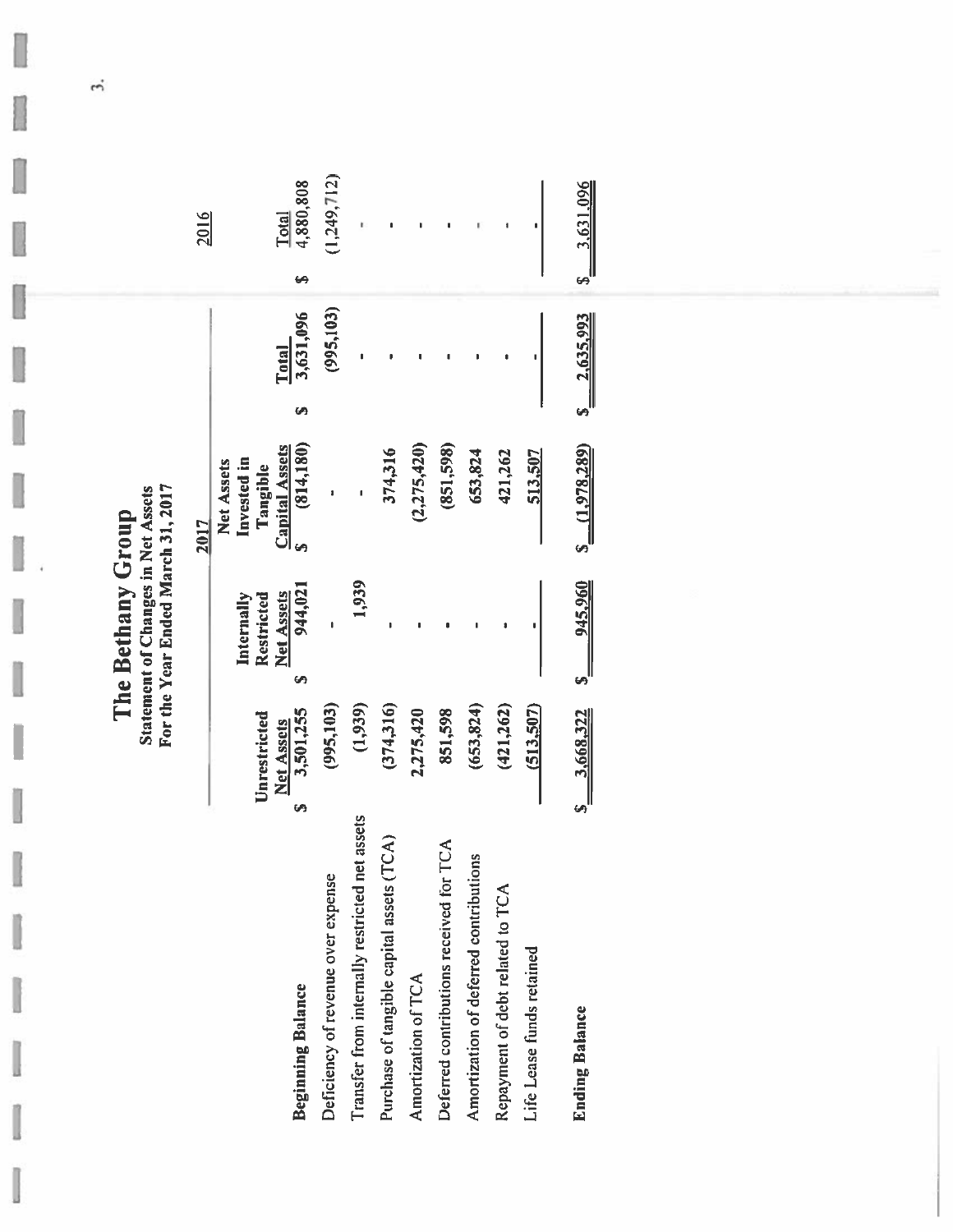# The Bethany Group

## Statement of Changes in Net Assets

### For the Year Ended March 31, 2017

| | 2017 | | | | 2016 |
|---|---|---|---|---|---|
| | Unrestricted Net Assets | Internally Restricted Net Assets | Net Assets Invested in Tangible Capital Assets | Total | Total |
| **Beginning Balance** | $ 3,501,255 | $ 944,021 | $ (814,180) | $ 3,631,096 | $ 4,880,808 |
| Deficiency of revenue over expense | (995,103) | - | - | (995,103) | (1,249,712) |
| Transfer from internally restricted net assets | (1,939) | 1,939 | - | - | - |
| Purchase of tangible capital assets (TCA) | (374,316) | - | 374,316 | - | - |
| Amortization of TCA | 2,275,420 | - | (2,275,420) | - | - |
| Deferred contributions received for TCA | 851,598 | - | (851,598) | - | - |
| Amortization of deferred contributions | (653,824) | - | 653,824 | - | - |
| Repayment of debt related to TCA | (421,262) | - | 421,262 | - | - |
| Life Lease funds retained | (513,507) | - | 513,507 | - | - |
| **Ending Balance** | $ 3,668,322 | $ 945,960 | $ (1,978,289) | $ 2,635,993 | $ 3,631,096 |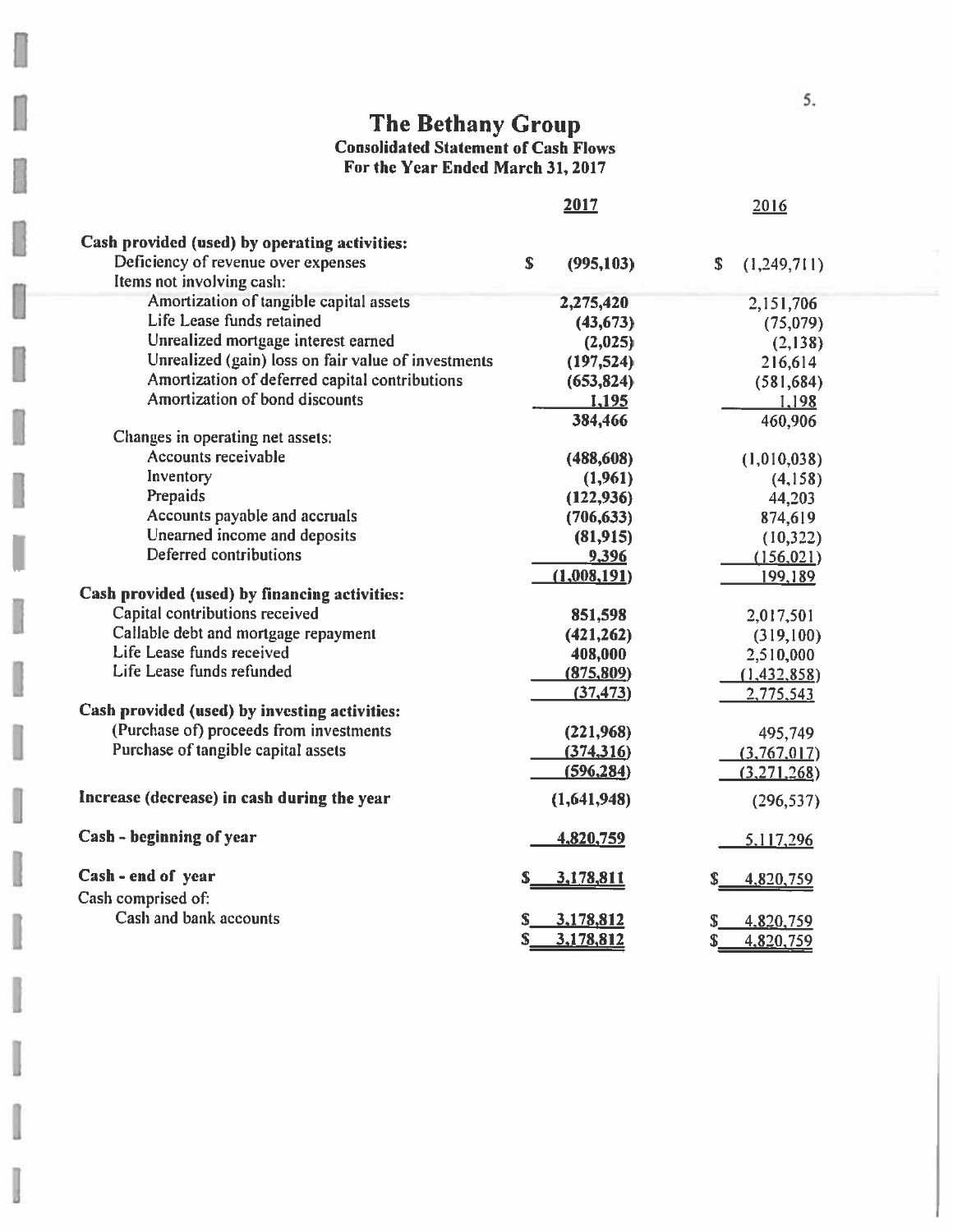# The Bethany Group

## Consolidated Statement of Cash Flows

### For the Year Ended March 31, 2017

| | 2017 | 2016 |
|---|---|---|
| **Cash provided (used) by operating activities:** | | |
| Deficiency of revenue over expenses | $ (995,103) | $ (1,249,711) |
| Items not involving cash: | | |
| Amortization of tangible capital assets | 2,275,420 | 2,151,706 |
| Life Lease funds retained | (43,673) | (75,079) |
| Unrealized mortgage interest earned | (2,025) | (2,138) |
| Unrealized (gain) loss on fair value of investments | (197,524) | 216,614 |
| Amortization of deferred capital contributions | (653,824) | (581,684) |
| Amortization of bond discounts | 1,195 | 1,198 |
| | 384,466 | 460,906 |
| Changes in operating net assets: | | |
| Accounts receivable | (488,608) | (1,010,038) |
| Inventory | (1,961) | (4,158) |
| Prepaids | (122,936) | 44,203 |
| Accounts payable and accruals | (706,633) | 874,619 |
| Unearned income and deposits | (81,915) | (10,322) |
| Deferred contributions | 9,396 | (156,021) |
| | (1,008,191) | 199,189 |
| **Cash provided (used) by financing activities:** | | |
| Capital contributions received | 851,598 | 2,017,501 |
| Callable debt and mortgage repayment | (421,262) | (319,100) |
| Life Lease funds received | 408,000 | 2,510,000 |
| Life Lease funds refunded | (875,809) | (1,432,858) |
| | (37,473) | 2,775,543 |
| **Cash provided (used) by investing activities:** | | |
| (Purchase of) proceeds from investments | (221,968) | 495,749 |
| Purchase of tangible capital assets | (374,316) | (3,767,017) |
| | (596,284) | (3,271,268) |
| **Increase (decrease) in cash during the year** | (1,641,948) | (296,537) |
| **Cash - beginning of year** | 4,820,759 | 5,117,296 |
| **Cash - end of year** | $ 3,178,811 | $ 4,820,759 |
| Cash comprised of: | | |
| Cash and bank accounts | $ 3,178,812 | $ 4,820,759 |
| | $ 3,178,812 | $ 4,820,759 |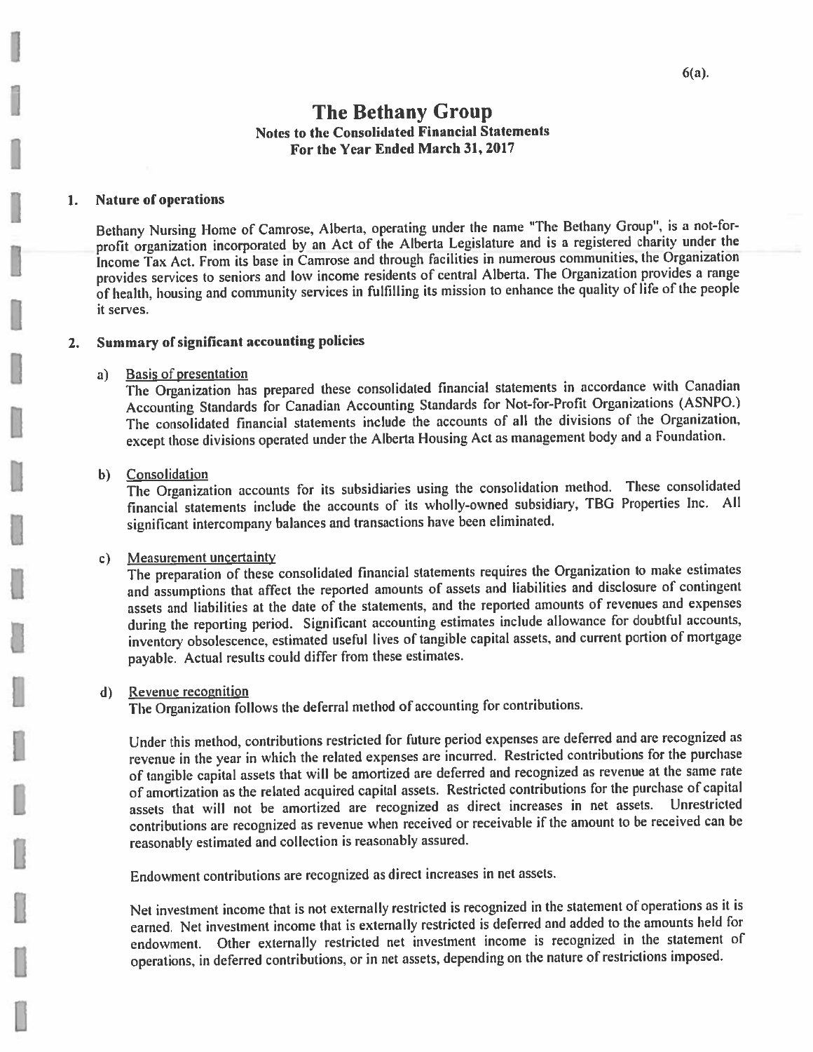# The Bethany Group

## Notes to the Consolidated Financial Statements

## For the Year Ended March 31, 2017

### 1. Nature of operations

Bethany Nursing Home of Camrose, Alberta, operating under the name "The Bethany Group", is a not-for-profit organization incorporated by an Act of the Alberta Legislature and is a registered charity under the Income Tax Act. From its base in Camrose and through facilities in numerous communities, the Organization provides services to seniors and low income residents of central Alberta. The Organization provides a range of health, housing and community services in fulfilling its mission to enhance the quality of life of the people it serves.

### 2. Summary of significant accounting policies

a) Basis of presentation

The Organization has prepared these consolidated financial statements in accordance with Canadian Accounting Standards for Canadian Accounting Standards for Not-for-Profit Organizations (ASNPO.) The consolidated financial statements include the accounts of all the divisions of the Organization, except those divisions operated under the Alberta Housing Act as management body and a Foundation.

b) Consolidation

The Organization accounts for its subsidiaries using the consolidation method. These consolidated financial statements include the accounts of its wholly-owned subsidiary, TBG Properties Inc. All significant intercompany balances and transactions have been eliminated.

c) Measurement uncertainty

The preparation of these consolidated financial statements requires the Organization to make estimates and assumptions that affect the reported amounts of assets and liabilities and disclosure of contingent assets and liabilities at the date of the statements, and the reported amounts of revenues and expenses during the reporting period. Significant accounting estimates include allowance for doubtful accounts, inventory obsolescence, estimated useful lives of tangible capital assets, and current portion of mortgage payable. Actual results could differ from these estimates.

d) Revenue recognition

The Organization follows the deferral method of accounting for contributions.

Under this method, contributions restricted for future period expenses are deferred and are recognized as revenue in the year in which the related expenses are incurred. Restricted contributions for the purchase of tangible capital assets that will be amortized are deferred and recognized as revenue at the same rate of amortization as the related acquired capital assets. Restricted contributions for the purchase of capital assets that will not be amortized are recognized as direct increases in net assets. Unrestricted contributions are recognized as revenue when received or receivable if the amount to be received can be reasonably estimated and collection is reasonably assured.

Endowment contributions are recognized as direct increases in net assets.

Net investment income that is not externally restricted is recognized in the statement of operations as it is earned. Net investment income that is externally restricted is deferred and added to the amounts held for endowment. Other externally restricted net investment income is recognized in the statement of operations, in deferred contributions, or in net assets, depending on the nature of restrictions imposed.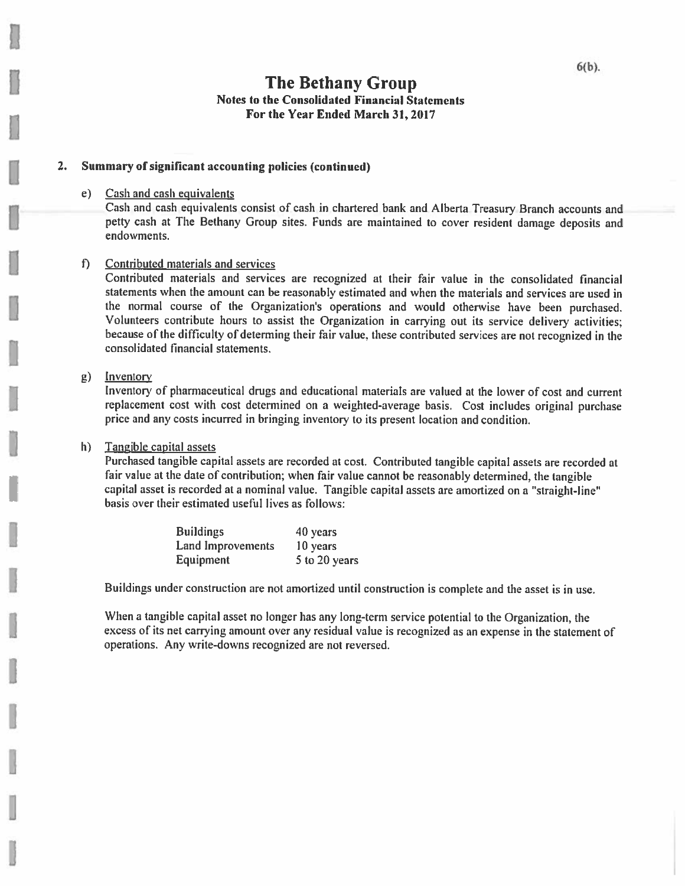# The Bethany Group

**Notes to the Consolidated Financial Statements**
**For the Year Ended March 31, 2017**

## 2. Summary of significant accounting policies (continued)

e) Cash and cash equivalents

Cash and cash equivalents consist of cash in chartered bank and Alberta Treasury Branch accounts and petty cash at The Bethany Group sites. Funds are maintained to cover resident damage deposits and endowments.

f) Contributed materials and services

Contributed materials and services are recognized at their fair value in the consolidated financial statements when the amount can be reasonably estimated and when the materials and services are used in the normal course of the Organization's operations and would otherwise have been purchased. Volunteers contribute hours to assist the Organization in carrying out its service delivery activities; because of the difficulty of determing their fair value, these contributed services are not recognized in the consolidated financial statements.

g) Inventory

Inventory of pharmaceutical drugs and educational materials are valued at the lower of cost and current replacement cost with cost determined on a weighted-average basis. Cost includes original purchase price and any costs incurred in bringing inventory to its present location and condition.

h) Tangible capital assets

Purchased tangible capital assets are recorded at cost. Contributed tangible capital assets are recorded at fair value at the date of contribution; when fair value cannot be reasonably determined, the tangible capital asset is recorded at a nominal value. Tangible capital assets are amortized on a "straight-line" basis over their estimated useful lives as follows:

| | |
|---|---|
| Buildings | 40 years |
| Land Improvements | 10 years |
| Equipment | 5 to 20 years |

Buildings under construction are not amortized until construction is complete and the asset is in use.

When a tangible capital asset no longer has any long-term service potential to the Organization, the excess of its net carrying amount over any residual value is recognized as an expense in the statement of operations. Any write-downs recognized are not reversed.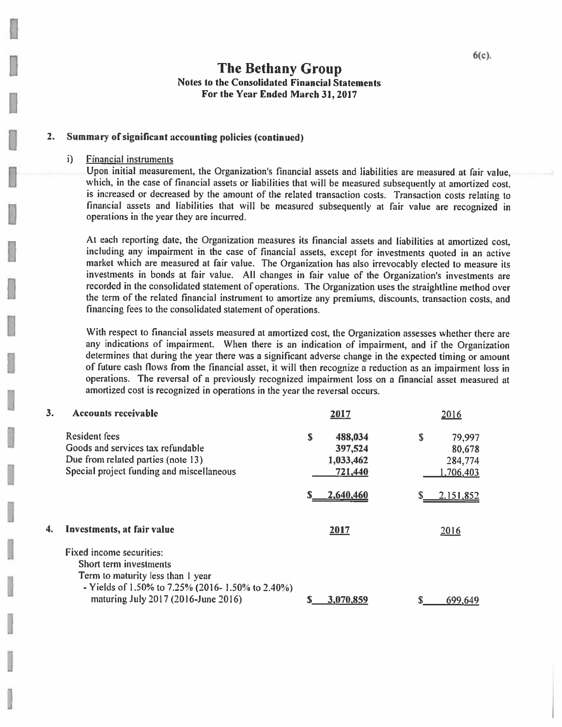# The Bethany Group

## Notes to the Consolidated Financial Statements

## For the Year Ended March 31, 2017

### 2. Summary of significant accounting policies (continued)

#### i) Financial instruments

Upon initial measurement, the Organization's financial assets and liabilities are measured at fair value, which, in the case of financial assets or liabilities that will be measured subsequently at amortized cost, is increased or decreased by the amount of the related transaction costs. Transaction costs relating to financial assets and liabilities that will be measured subsequently at fair value are recognized in operations in the year they are incurred.

At each reporting date, the Organization measures its financial assets and liabilities at amortized cost, including any impairment in the case of financial assets, except for investments quoted in an active market which are measured at fair value. The Organization has also irrevocably elected to measure its investments in bonds at fair value. All changes in fair value of the Organization's investments are recorded in the consolidated statement of operations. The Organization uses the straightline method over the term of the related financial instrument to amortize any premiums, discounts, transaction costs, and financing fees to the consolidated statement of operations.

With respect to financial assets measured at amortized cost, the Organization assesses whether there are any indications of impairment. When there is an indication of impairment, and if the Organization determines that during the year there was a significant adverse change in the expected timing or amount of future cash flows from the financial asset, it will then recognize a reduction as an impairment loss in operations. The reversal of a previously recognized impairment loss on a financial asset measured at amortized cost is recognized in operations in the year the reversal occurs.

### 3. Accounts receivable

| | 2017 | 2016 |
|---|---|---|
| Resident fees | $ 488,034 | $ 79,997 |
| Goods and services tax refundable | 397,524 | 80,678 |
| Due from related parties (note 13) | 1,033,462 | 284,774 |
| Special project funding and miscellaneous | 721,440 | 1,706,403 |
| | $ 2,640,460 | $ 2,151,852 |

### 4. Investments, at fair value

| | 2017 | 2016 |
|---|---|---|
| Fixed income securities: | | |
| Short term investments | | |
| Term to maturity less than 1 year | | |
| - Yields of 1.50% to 7.25% (2016- 1.50% to 2.40%) maturing July 2017 (2016-June 2016) | $ 3,070,859 | $ 699,649 |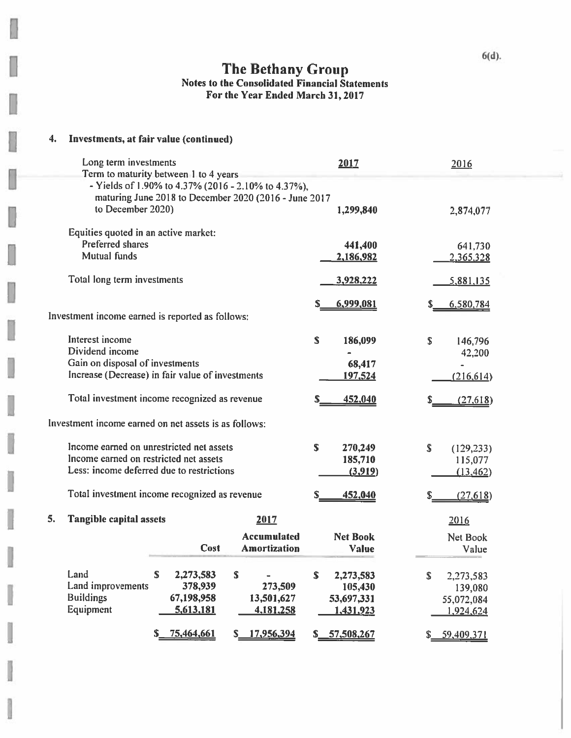# The Bethany Group

## Notes to the Consolidated Financial Statements

## For the Year Ended March 31, 2017

### 4. Investments, at fair value (continued)

| | 2017 | 2016 |
|---|---|---|
| **Long term investments** | | |
| Term to maturity between 1 to 4 years | | |
| - Yields of 1.90% to 4.37% (2016 - 2.10% to 4.37%), maturing June 2018 to December 2020 (2016 - June 2017 to December 2020) | 1,299,840 | 2,874,077 |
| Equities quoted in an active market: | | |
| Preferred shares | 441,400 | 641,730 |
| Mutual funds | 2,186,982 | 2,365,328 |
| Total long term investments | 3,928,222 | 5,881,135 |
| | $ 6,999,081 | $ 6,580,784 |

Investment income earned is reported as follows:

| | 2017 | 2016 |
|---|---|---|
| Interest income | $ 186,099 | $ 146,796 |
| Dividend income | - | 42,200 |
| Gain on disposal of investments | 68,417 | - |
| Increase (Decrease) in fair value of investments | 197,524 | (216,614) |
| Total investment income recognized as revenue | $ 452,040 | $ (27,618) |

Investment income earned on net assets is as follows:

| | 2017 | 2016 |
|---|---|---|
| Income earned on unrestricted net assets | $ 270,249 | $ (129,233) |
| Income earned on restricted net assets | 185,710 | 115,077 |
| Less: income deferred due to restrictions | (3,919) | (13,462) |
| Total investment income recognized as revenue | $ 452,040 | $ (27,618) |

### 5. Tangible capital assets

| | 2017 | | | 2016 |
|---|---|---|---|---|
| | Cost | Accumulated Amortization | Net Book Value | Net Book Value |
| Land | $ 2,273,583 | $ - | $ 2,273,583 | $ 2,273,583 |
| Land improvements | 378,939 | 273,509 | 105,430 | 139,080 |
| Buildings | 67,198,958 | 13,501,627 | 53,697,331 | 55,072,084 |
| Equipment | 5,613,181 | 4,181,258 | 1,431,923 | 1,924,624 |
| | $ 75,464,661 | $ 17,956,394 | $ 57,508,267 | $ 59,409,371 |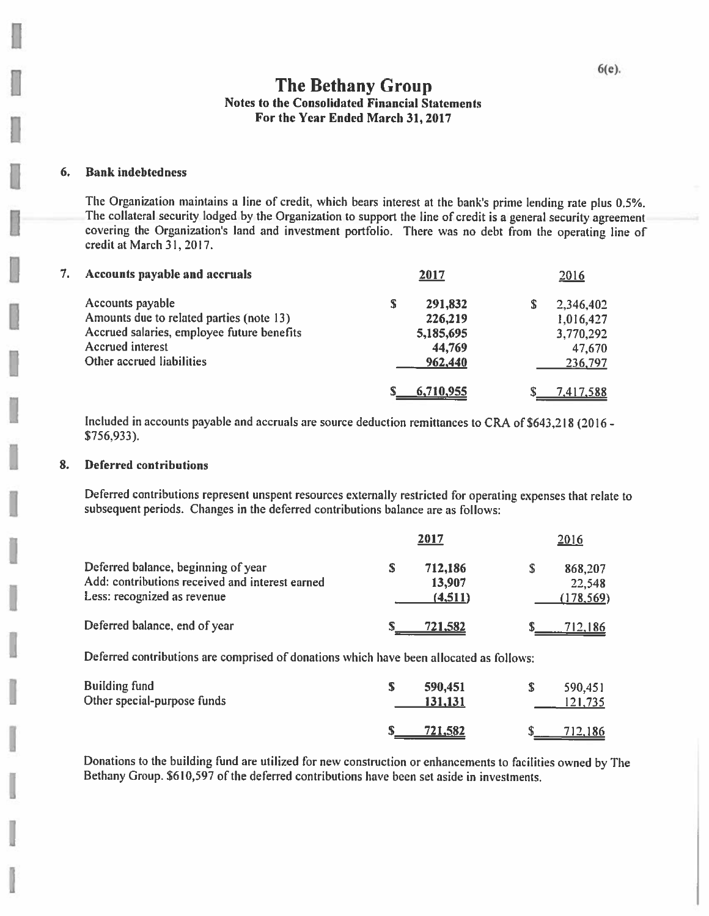# The Bethany Group

**Notes to the Consolidated Financial Statements**
**For the Year Ended March 31, 2017**

## 6. Bank indebtedness

The Organization maintains a line of credit, which bears interest at the bank's prime lending rate plus 0.5%. The collateral security lodged by the Organization to support the line of credit is a general security agreement covering the Organization's land and investment portfolio. There was no debt from the operating line of credit at March 31, 2017.

## 7. Accounts payable and accruals

| | 2017 | 2016 |
|---|---|---|
| Accounts payable | $ 291,832 | $ 2,346,402 |
| Amounts due to related parties (note 13) | 226,219 | 1,016,427 |
| Accrued salaries, employee future benefits | 5,185,695 | 3,770,292 |
| Accrued interest | 44,769 | 47,670 |
| Other accrued liabilities | 962,440 | 236,797 |
| | $ 6,710,955 | $ 7,417,588 |

Included in accounts payable and accruals are source deduction remittances to CRA of $643,218 (2016 - $756,933).

## 8. Deferred contributions

Deferred contributions represent unspent resources externally restricted for operating expenses that relate to subsequent periods. Changes in the deferred contributions balance are as follows:

| | 2017 | 2016 |
|---|---|---|
| Deferred balance, beginning of year | $ 712,186 | $ 868,207 |
| Add: contributions received and interest earned | 13,907 | 22,548 |
| Less: recognized as revenue | (4,511) | (178,569) |
| Deferred balance, end of year | $ 721,582 | $ 712,186 |

Deferred contributions are comprised of donations which have been allocated as follows:

| | 2017 | 2016 |
|---|---|---|
| Building fund | $ 590,451 | $ 590,451 |
| Other special-purpose funds | 131,131 | 121,735 |
| | $ 721,582 | $ 712,186 |

Donations to the building fund are utilized for new construction or enhancements to facilities owned by The Bethany Group. $610,597 of the deferred contributions have been set aside in investments.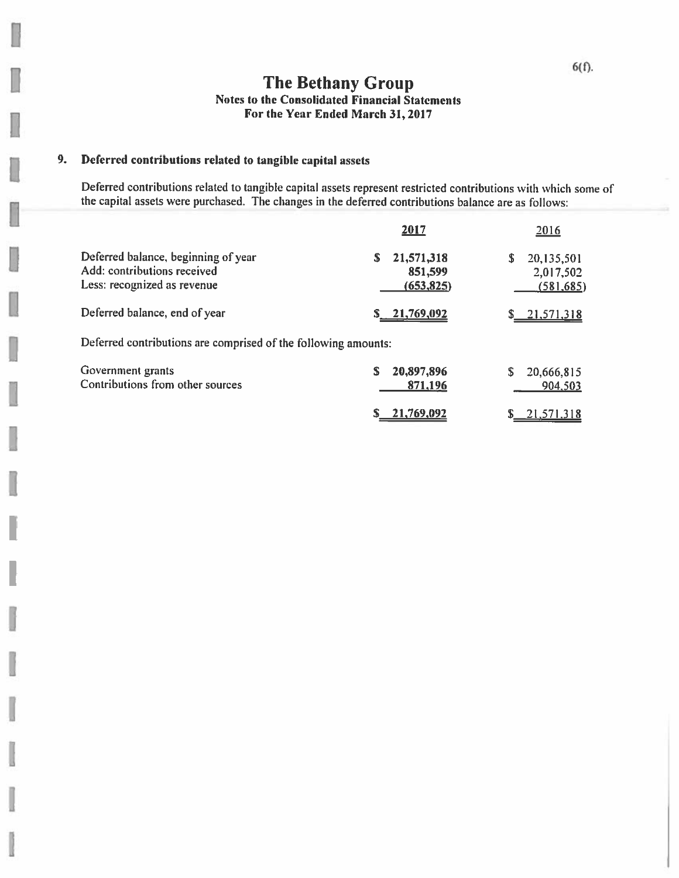# The Bethany Group

## Notes to the Consolidated Financial Statements

## For the Year Ended March 31, 2017

### 9. Deferred contributions related to tangible capital assets

Deferred contributions related to tangible capital assets represent restricted contributions with which some of the capital assets were purchased. The changes in the deferred contributions balance are as follows:

| | 2017 | 2016 |
|---|---|---|
| Deferred balance, beginning of year | $ 21,571,318 | $ 20,135,501 |
| Add: contributions received | 851,599 | 2,017,502 |
| Less: recognized as revenue | (653,825) | (581,685) |
| Deferred balance, end of year | $ 21,769,092 | $ 21,571,318 |

Deferred contributions are comprised of the following amounts:

| | 2017 | 2016 |
|---|---|---|
| Government grants | $ 20,897,896 | $ 20,666,815 |
| Contributions from other sources | 871,196 | 904,503 |
| | $ 21,769,092 | $ 21,571,318 |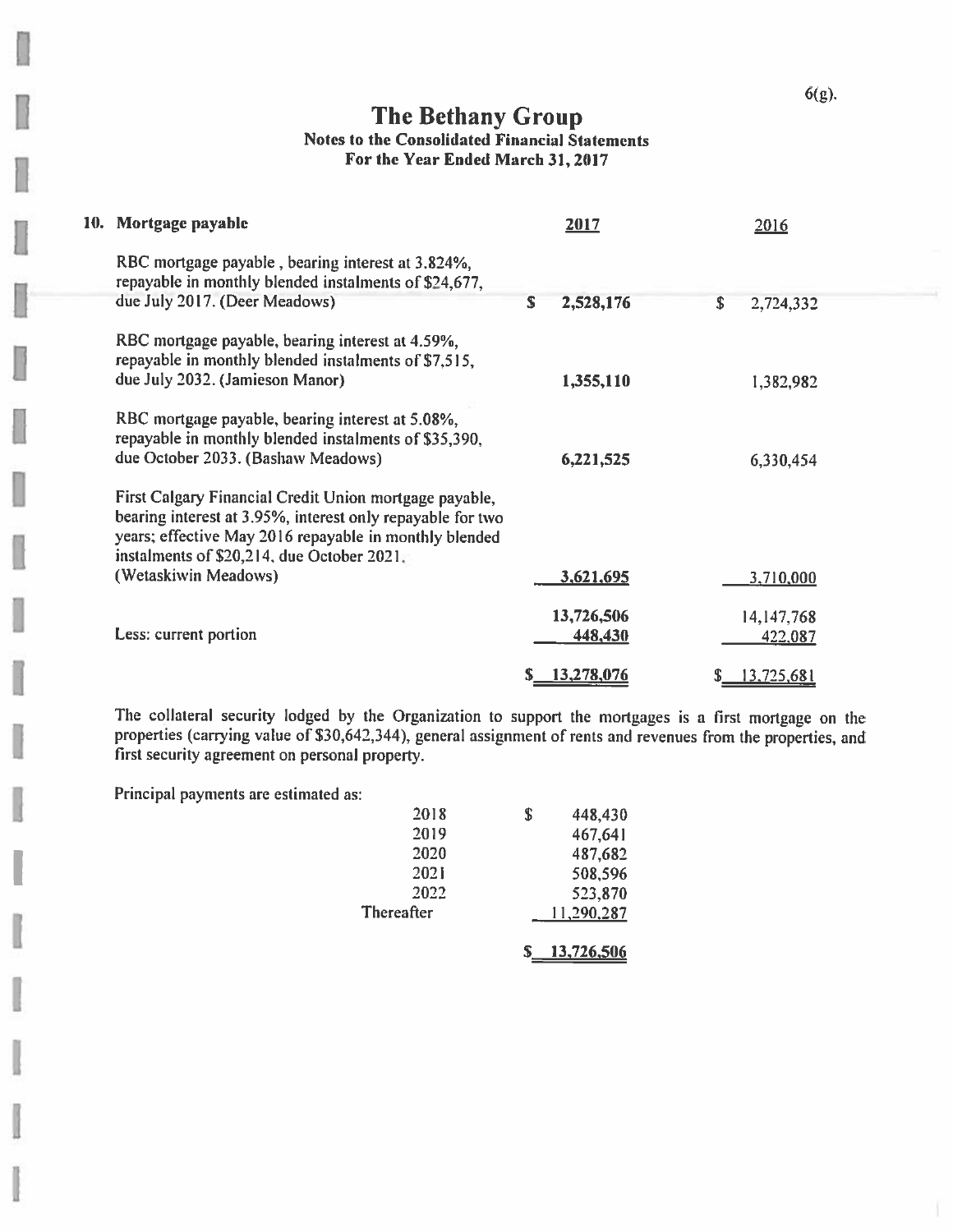# The Bethany Group

## Notes to the Consolidated Financial Statements

### For the Year Ended March 31, 2017

**10. Mortgage payable**

| | 2017 | 2016 |
|---|---|---|
| RBC mortgage payable , bearing interest at 3.824%, repayable in monthly blended instalments of $24,677, due July 2017. (Deer Meadows) | $ 2,528,176 | $ 2,724,332 |
| RBC mortgage payable, bearing interest at 4.59%, repayable in monthly blended instalments of $7,515, due July 2032. (Jamieson Manor) | 1,355,110 | 1,382,982 |
| RBC mortgage payable, bearing interest at 5.08%, repayable in monthly blended instalments of $35,390, due October 2033. (Bashaw Meadows) | 6,221,525 | 6,330,454 |
| First Calgary Financial Credit Union mortgage payable, bearing interest at 3.95%, interest only repayable for two years; effective May 2016 repayable in monthly blended instalments of $20,214, due October 2021. (Wetaskiwin Meadows) | 3,621,695 | 3,710,000 |
| | 13,726,506 | 14,147,768 |
| Less: current portion | 448,430 | 422,087 |
| | $ 13,278,076 | $ 13,725,681 |

The collateral security lodged by the Organization to support the mortgages is a first mortgage on the properties (carrying value of $30,642,344), general assignment of rents and revenues from the properties, and first security agreement on personal property.

Principal payments are estimated as:

| | |
|---|---|
| 2018 | $ 448,430 |
| 2019 | 467,641 |
| 2020 | 487,682 |
| 2021 | 508,596 |
| 2022 | 523,870 |
| Thereafter | 11,290,287 |
| | $ 13,726,506 |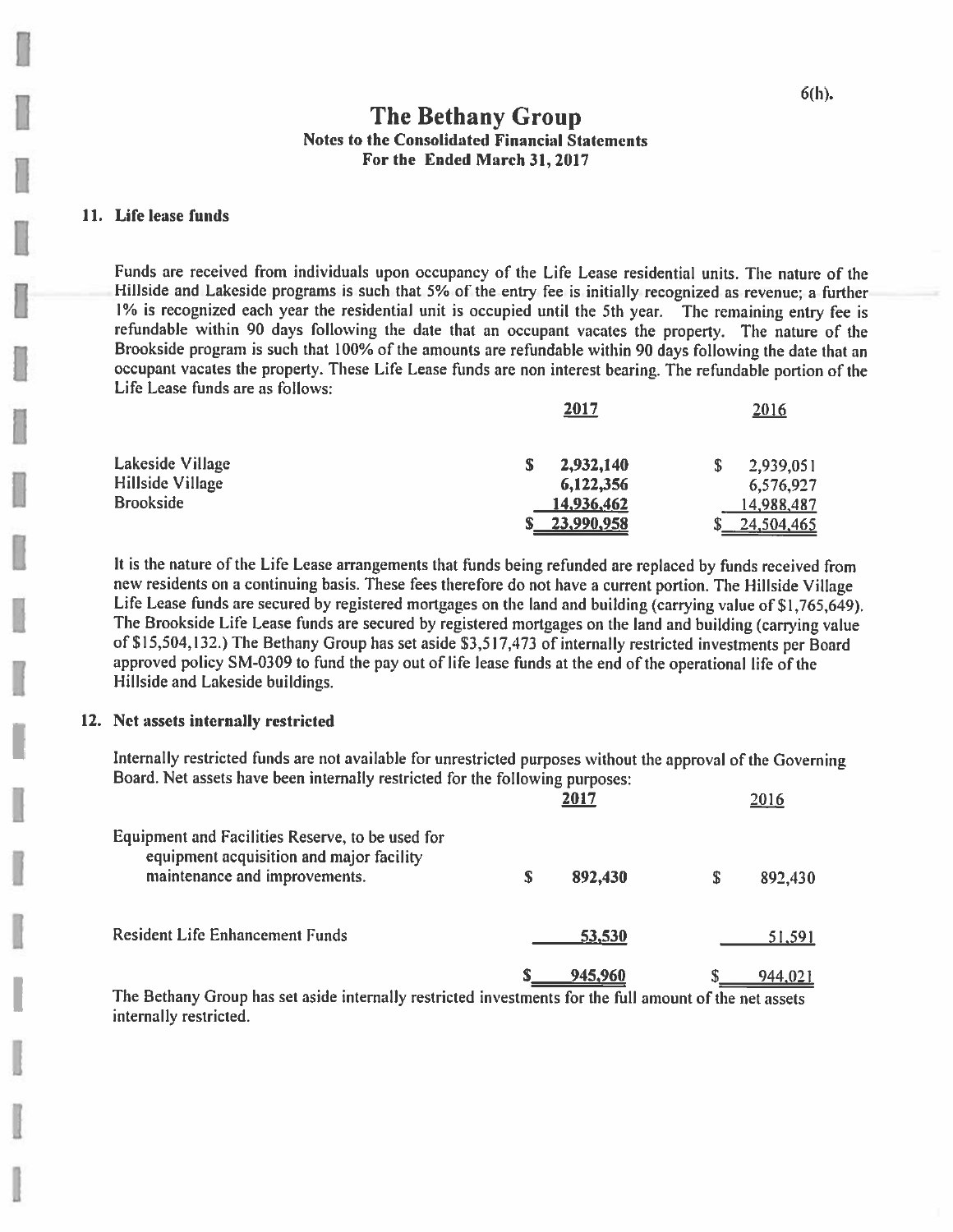# The Bethany Group

## Notes to the Consolidated Financial Statements
## For the Ended March 31, 2017

### 11. Life lease funds

Funds are received from individuals upon occupancy of the Life Lease residential units. The nature of the Hillside and Lakeside programs is such that 5% of the entry fee is initially recognized as revenue; a further 1% is recognized each year the residential unit is occupied until the 5th year. The remaining entry fee is refundable within 90 days following the date that an occupant vacates the property. The nature of the Brookside program is such that 100% of the amounts are refundable within 90 days following the date that an occupant vacates the property. These Life Lease funds are non interest bearing. The refundable portion of the Life Lease funds are as follows:

| | 2017 | 2016 |
|---|---|---|
| Lakeside Village | $ 2,932,140 | $ 2,939,051 |
| Hillside Village | 6,122,356 | 6,576,927 |
| Brookside | 14,936,462 | 14,988,487 |
| | $ 23,990,958 | $ 24,504,465 |

It is the nature of the Life Lease arrangements that funds being refunded are replaced by funds received from new residents on a continuing basis. These fees therefore do not have a current portion. The Hillside Village Life Lease funds are secured by registered mortgages on the land and building (carrying value of $1,765,649). The Brookside Life Lease funds are secured by registered mortgages on the land and building (carrying value of $15,504,132.) The Bethany Group has set aside $3,517,473 of internally restricted investments per Board approved policy SM-0309 to fund the pay out of life lease funds at the end of the operational life of the Hillside and Lakeside buildings.

### 12. Net assets internally restricted

Internally restricted funds are not available for unrestricted purposes without the approval of the Governing Board. Net assets have been internally restricted for the following purposes:

| | 2017 | 2016 |
|---|---|---|
| Equipment and Facilities Reserve, to be used for equipment acquisition and major facility maintenance and improvements. | $ 892,430 | $ 892,430 |
| Resident Life Enhancement Funds | 53,530 | 51,591 |
| | $ 945,960 | $ 944,021 |

The Bethany Group has set aside internally restricted investments for the full amount of the net assets internally restricted.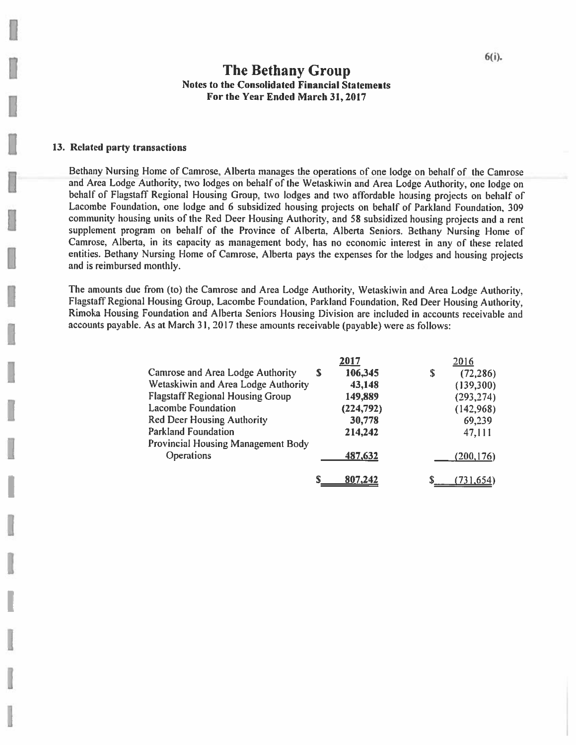# The Bethany Group

**Notes to the Consolidated Financial Statements**
**For the Year Ended March 31, 2017**

## 13. Related party transactions

Bethany Nursing Home of Camrose, Alberta manages the operations of one lodge on behalf of the Camrose and Area Lodge Authority, two lodges on behalf of the Wetaskiwin and Area Lodge Authority, one lodge on behalf of Flagstaff Regional Housing Group, two lodges and two affordable housing projects on behalf of Lacombe Foundation, one lodge and 6 subsidized housing projects on behalf of Parkland Foundation, 309 community housing units of the Red Deer Housing Authority, and 58 subsidized housing projects and a rent supplement program on behalf of the Province of Alberta, Alberta Seniors. Bethany Nursing Home of Camrose, Alberta, in its capacity as management body, has no economic interest in any of these related entities. Bethany Nursing Home of Camrose, Alberta pays the expenses for the lodges and housing projects and is reimbursed monthly.

The amounts due from (to) the Camrose and Area Lodge Authority, Wetaskiwin and Area Lodge Authority, Flagstaff Regional Housing Group, Lacombe Foundation, Parkland Foundation, Red Deer Housing Authority, Rimoka Housing Foundation and Alberta Seniors Housing Division are included in accounts receivable and accounts payable. As at March 31, 2017 these amounts receivable (payable) were as follows:

| | 2017 | 2016 |
|---|---|---|
| Camrose and Area Lodge Authority | $ 106,345 | $ (72,286) |
| Wetaskiwin and Area Lodge Authority | 43,148 | (139,300) |
| Flagstaff Regional Housing Group | 149,889 | (293,274) |
| Lacombe Foundation | (224,792) | (142,968) |
| Red Deer Housing Authority | 30,778 | 69,239 |
| Parkland Foundation | 214,242 | 47,111 |
| Provincial Housing Management Body Operations | 487,632 | (200,176) |
| | $ 807,242 | $ (731,654) |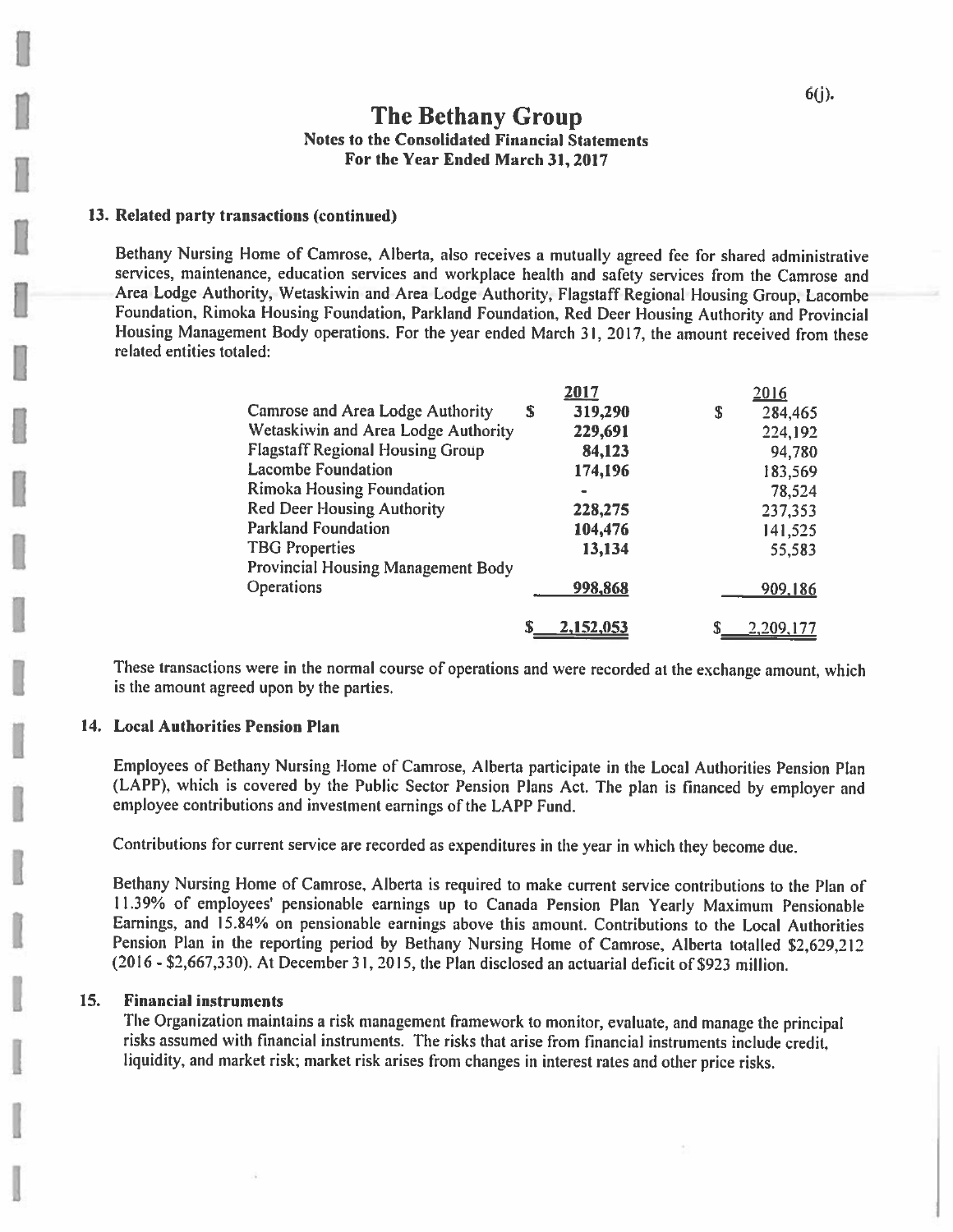# The Bethany Group

## Notes to the Consolidated Financial Statements
## For the Year Ended March 31, 2017

### 13. Related party transactions (continued)

Bethany Nursing Home of Camrose, Alberta, also receives a mutually agreed fee for shared administrative services, maintenance, education services and workplace health and safety services from the Camrose and Area Lodge Authority, Wetaskiwin and Area Lodge Authority, Flagstaff Regional Housing Group, Lacombe Foundation, Rimoka Housing Foundation, Parkland Foundation, Red Deer Housing Authority and Provincial Housing Management Body operations. For the year ended March 31, 2017, the amount received from these related entities totaled:

| | 2017 | 2016 |
|---|---|---|
| Camrose and Area Lodge Authority | $ 319,290 | $ 284,465 |
| Wetaskiwin and Area Lodge Authority | 229,691 | 224,192 |
| Flagstaff Regional Housing Group | 84,123 | 94,780 |
| Lacombe Foundation | 174,196 | 183,569 |
| Rimoka Housing Foundation | - | 78,524 |
| Red Deer Housing Authority | 228,275 | 237,353 |
| Parkland Foundation | 104,476 | 141,525 |
| TBG Properties | 13,134 | 55,583 |
| Provincial Housing Management Body Operations | 998,868 | 909,186 |
| | $ 2,152,053 | $ 2,209,177 |

These transactions were in the normal course of operations and were recorded at the exchange amount, which is the amount agreed upon by the parties.

### 14. Local Authorities Pension Plan

Employees of Bethany Nursing Home of Camrose, Alberta participate in the Local Authorities Pension Plan (LAPP), which is covered by the Public Sector Pension Plans Act. The plan is financed by employer and employee contributions and investment earnings of the LAPP Fund.

Contributions for current service are recorded as expenditures in the year in which they become due.

Bethany Nursing Home of Camrose, Alberta is required to make current service contributions to the Plan of 11.39% of employees' pensionable earnings up to Canada Pension Plan Yearly Maximum Pensionable Earnings, and 15.84% on pensionable earnings above this amount. Contributions to the Local Authorities Pension Plan in the reporting period by Bethany Nursing Home of Camrose, Alberta totalled $2,629,212 (2016 - $2,667,330). At December 31, 2015, the Plan disclosed an actuarial deficit of $923 million.

### 15. Financial instruments

The Organization maintains a risk management framework to monitor, evaluate, and manage the principal risks assumed with financial instruments. The risks that arise from financial instruments include credit, liquidity, and market risk; market risk arises from changes in interest rates and other price risks.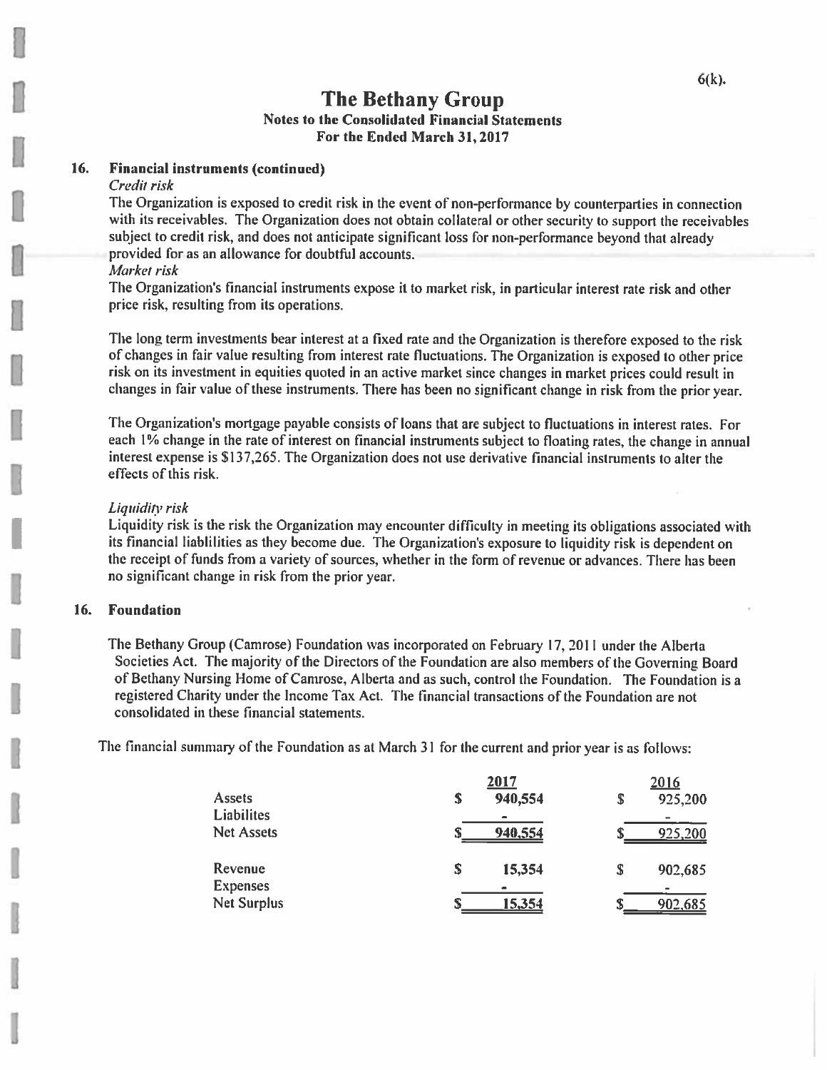# The Bethany Group

## Notes to the Consolidated Financial Statements

## For the Ended March 31, 2017

### 16. Financial instruments (continued)

*Credit risk*

The Organization is exposed to credit risk in the event of non-performance by counterparties in connection with its receivables. The Organization does not obtain collateral or other security to support the receivables subject to credit risk, and does not anticipate significant loss for non-performance beyond that already provided for as an allowance for doubtful accounts.

*Market risk*

The Organization's financial instruments expose it to market risk, in particular interest rate risk and other price risk, resulting from its operations.

The long term investments bear interest at a fixed rate and the Organization is therefore exposed to the risk of changes in fair value resulting from interest rate fluctuations. The Organization is exposed to other price risk on its investment in equities quoted in an active market since changes in market prices could result in changes in fair value of these instruments. There has been no significant change in risk from the prior year.

The Organization's mortgage payable consists of loans that are subject to fluctuations in interest rates. For each 1% change in the rate of interest on financial instruments subject to floating rates, the change in annual interest expense is $137,265. The Organization does not use derivative financial instruments to alter the effects of this risk.

*Liquidity risk*

Liquidity risk is the risk the Organization may encounter difficulty in meeting its obligations associated with its financial liablilities as they become due. The Organization's exposure to liquidity risk is dependent on the receipt of funds from a variety of sources, whether in the form of revenue or advances. There has been no significant change in risk from the prior year.

### 16. Foundation

The Bethany Group (Camrose) Foundation was incorporated on February 17, 2011 under the Alberta Societies Act. The majority of the Directors of the Foundation are also members of the Governing Board of Bethany Nursing Home of Camrose, Alberta and as such, control the Foundation. The Foundation is a registered Charity under the Income Tax Act. The financial transactions of the Foundation are not consolidated in these financial statements.

The financial summary of the Foundation as at March 31 for the current and prior year is as follows:

| | 2017 | 2016 |
|---|---|---|
| Assets | $ 940,554 | $ 925,200 |
| Liabilites | - | - |
| Net Assets | $ 940,554 | $ 925,200 |
| | | |
| Revenue | $ 15,354 | $ 902,685 |
| Expenses | - | - |
| Net Surplus | $ 15,354 | $ 902,685 |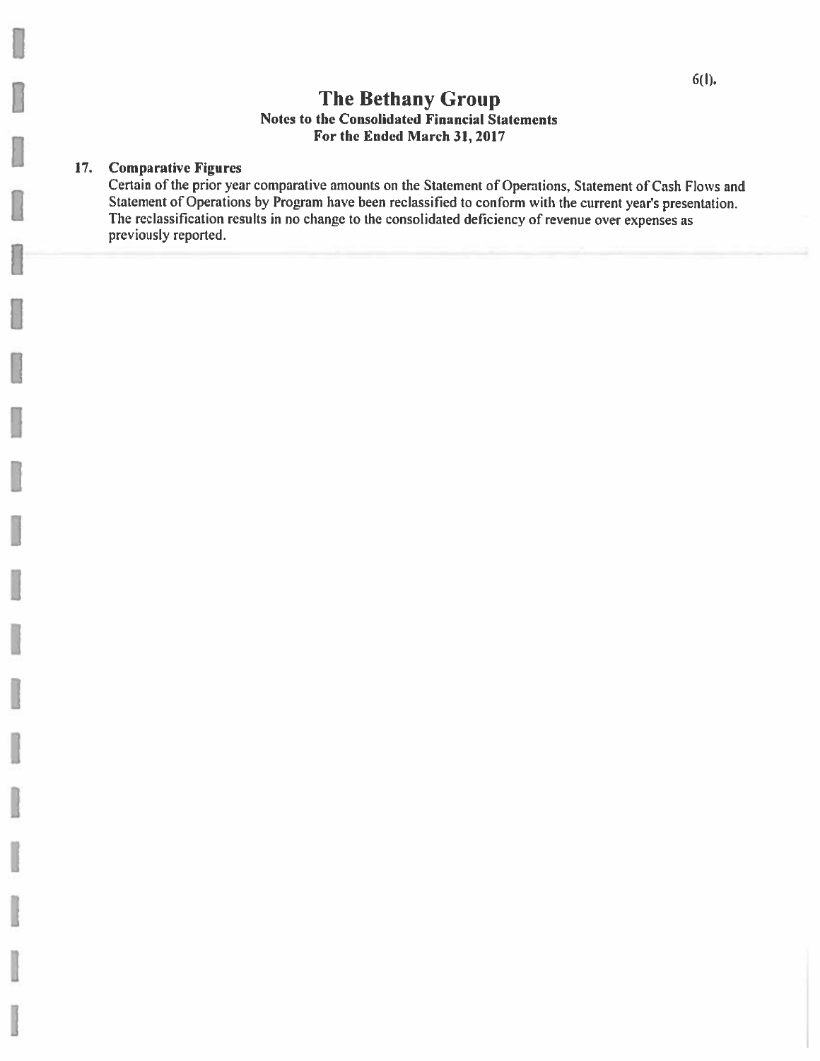# The Bethany Group

**Notes to the Consolidated Financial Statements**
**For the Ended March 31, 2017**

### 17. Comparative Figures

Certain of the prior year comparative amounts on the Statement of Operations, Statement of Cash Flows and Statement of Operations by Program have been reclassified to conform with the current year's presentation. The reclassification results in no change to the consolidated deficiency of revenue over expenses as previously reported.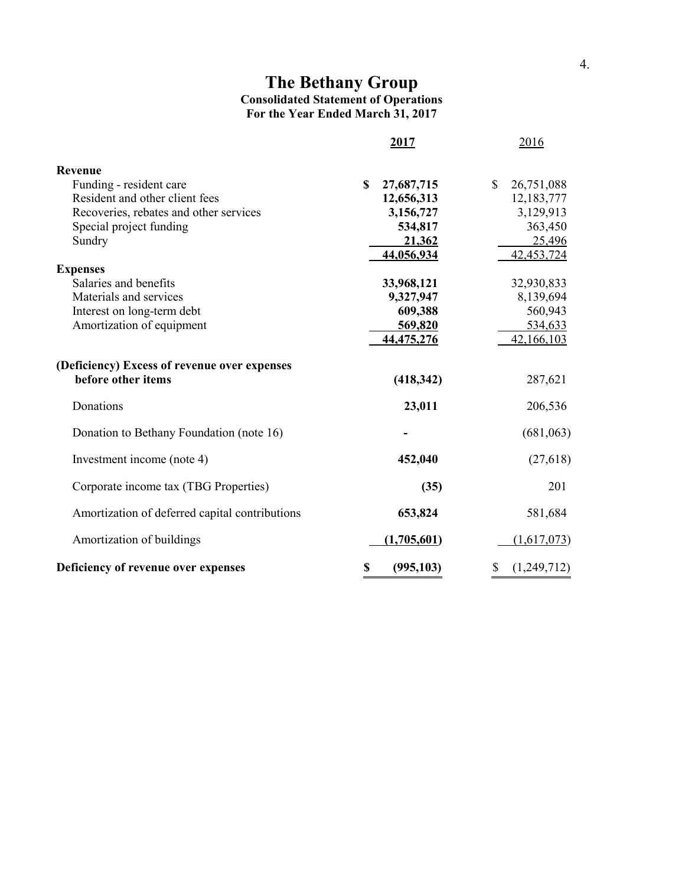# The Bethany Group

## Consolidated Statement of Operations

### For the Year Ended March 31, 2017

| | 2017 | 2016 |
|---|---|---|
| **Revenue** | | |
| Funding - resident care | **$ 27,687,715** | $ 26,751,088 |
| Resident and other client fees | **12,656,313** | 12,183,777 |
| Recoveries, rebates and other services | **3,156,727** | 3,129,913 |
| Special project funding | **534,817** | 363,450 |
| Sundry | **21,362** | 25,496 |
| | **44,056,934** | 42,453,724 |
| **Expenses** | | |
| Salaries and benefits | **33,968,121** | 32,930,833 |
| Materials and services | **9,327,947** | 8,139,694 |
| Interest on long-term debt | **609,388** | 560,943 |
| Amortization of equipment | **569,820** | 534,633 |
| | **44,475,276** | 42,166,103 |
| **(Deficiency) Excess of revenue over expenses before other items** | **(418,342)** | 287,621 |
| Donations | **23,011** | 206,536 |
| Donation to Bethany Foundation (note 16) | **-** | (681,063) |
| Investment income (note 4) | **452,040** | (27,618) |
| Corporate income tax (TBG Properties) | **(35)** | 201 |
| Amortization of deferred capital contributions | **653,824** | 581,684 |
| Amortization of buildings | **(1,705,601)** | (1,617,073) |
| **Deficiency of revenue over expenses** | **$ (995,103)** | $ (1,249,712) |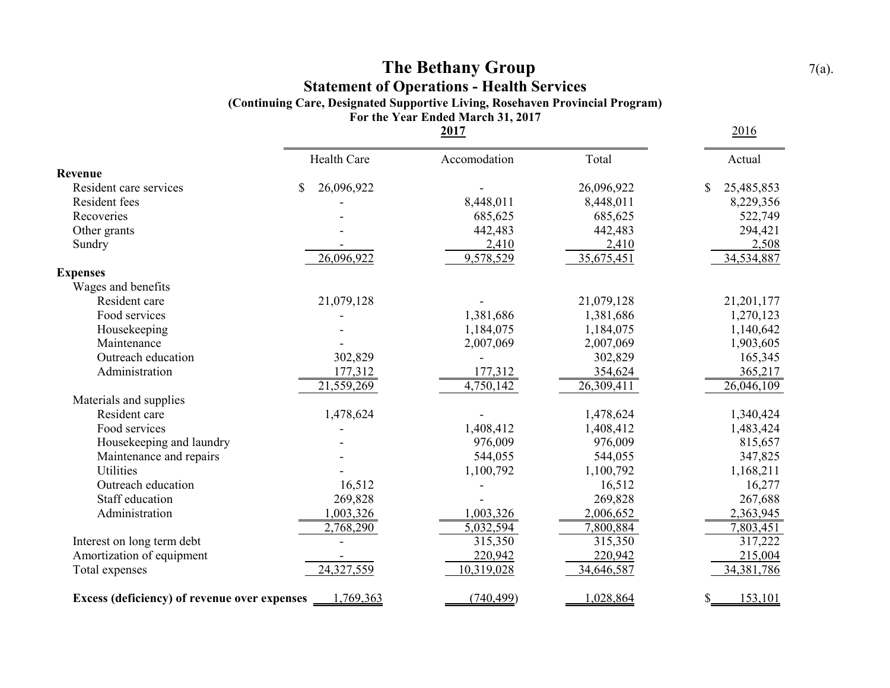# The Bethany Group

## Statement of Operations - Health Services

### (Continuing Care, Designated Supportive Living, Rosehaven Provincial Program)

### For the Year Ended March 31, 2017

| | 2017 | | | 2016 |
|---|---|---|---|---|
| | Health Care | Accomodation | Total | Actual |
| **Revenue** | | | | |
| Resident care services | $ 26,096,922 | - | 26,096,922 | $ 25,485,853 |
| Resident fees | - | 8,448,011 | 8,448,011 | 8,229,356 |
| Recoveries | - | 685,625 | 685,625 | 522,749 |
| Other grants | - | 442,483 | 442,483 | 294,421 |
| Sundry | - | 2,410 | 2,410 | 2,508 |
| | 26,096,922 | 9,578,529 | 35,675,451 | 34,534,887 |
| **Expenses** | | | | |
| Wages and benefits | | | | |
| Resident care | 21,079,128 | - | 21,079,128 | 21,201,177 |
| Food services | - | 1,381,686 | 1,381,686 | 1,270,123 |
| Housekeeping | - | 1,184,075 | 1,184,075 | 1,140,642 |
| Maintenance | - | 2,007,069 | 2,007,069 | 1,903,605 |
| Outreach education | 302,829 | - | 302,829 | 165,345 |
| Administration | 177,312 | 177,312 | 354,624 | 365,217 |
| | 21,559,269 | 4,750,142 | 26,309,411 | 26,046,109 |
| Materials and supplies | | | | |
| Resident care | 1,478,624 | - | 1,478,624 | 1,340,424 |
| Food services | - | 1,408,412 | 1,408,412 | 1,483,424 |
| Housekeeping and laundry | - | 976,009 | 976,009 | 815,657 |
| Maintenance and repairs | - | 544,055 | 544,055 | 347,825 |
| Utilities | - | 1,100,792 | 1,100,792 | 1,168,211 |
| Outreach education | 16,512 | - | 16,512 | 16,277 |
| Staff education | 269,828 | - | 269,828 | 267,688 |
| Administration | 1,003,326 | 1,003,326 | 2,006,652 | 2,363,945 |
| | 2,768,290 | 5,032,594 | 7,800,884 | 7,803,451 |
| Interest on long term debt | - | 315,350 | 315,350 | 317,222 |
| Amortization of equipment | - | 220,942 | 220,942 | 215,004 |
| Total expenses | 24,327,559 | 10,319,028 | 34,646,587 | 34,381,786 |
| **Excess (deficiency) of revenue over expenses** | 1,769,363 | (740,499) | 1,028,864 | $ 153,101 |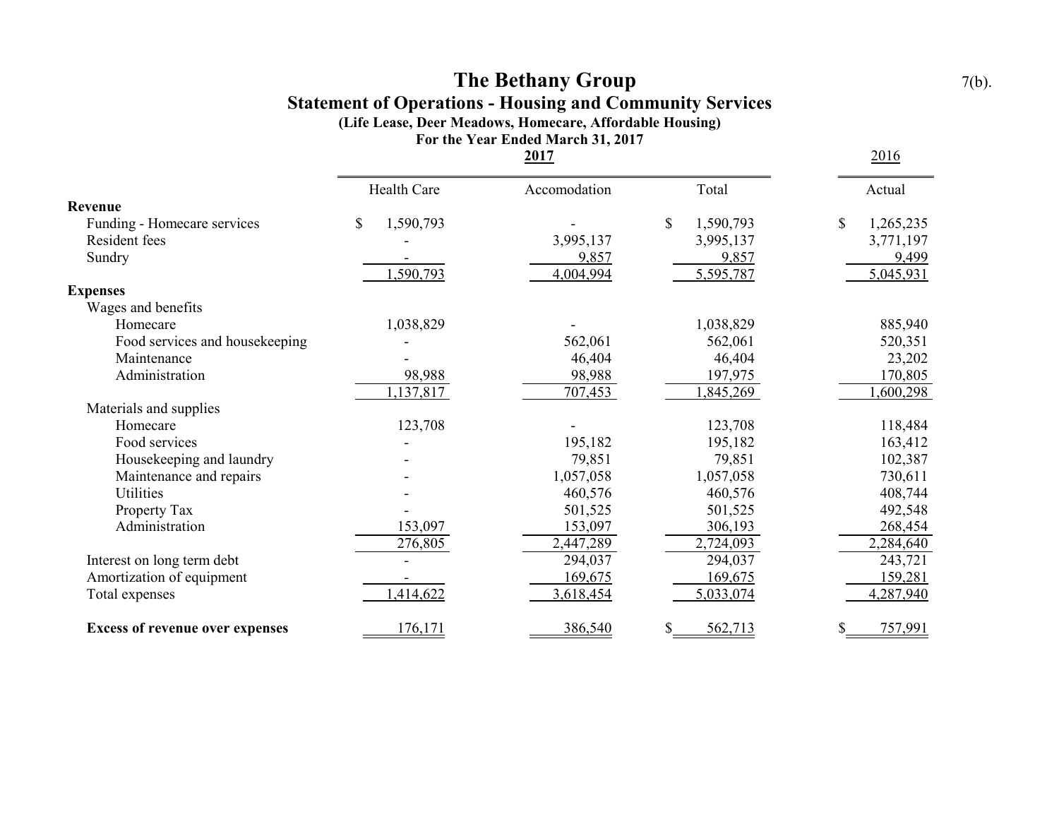# The Bethany Group

## Statement of Operations - Housing and Community Services

### (Life Lease, Deer Meadows, Homecare, Affordable Housing)

### For the Year Ended March 31, 2017

| | 2017 | | | 2016 |
|---|---|---|---|---|
| | Health Care | Accomodation | Total | Actual |
| **Revenue** | | | | |
| Funding - Homecare services | $ 1,590,793 | - | $ 1,590,793 | $ 1,265,235 |
| Resident fees | - | 3,995,137 | 3,995,137 | 3,771,197 |
| Sundry | - | 9,857 | 9,857 | 9,499 |
| | 1,590,793 | 4,004,994 | 5,595,787 | 5,045,931 |
| **Expenses** | | | | |
| Wages and benefits | | | | |
| Homecare | 1,038,829 | - | 1,038,829 | 885,940 |
| Food services and housekeeping | - | 562,061 | 562,061 | 520,351 |
| Maintenance | - | 46,404 | 46,404 | 23,202 |
| Administration | 98,988 | 98,988 | 197,975 | 170,805 |
| | 1,137,817 | 707,453 | 1,845,269 | 1,600,298 |
| Materials and supplies | | | | |
| Homecare | 123,708 | - | 123,708 | 118,484 |
| Food services | - | 195,182 | 195,182 | 163,412 |
| Housekeeping and laundry | - | 79,851 | 79,851 | 102,387 |
| Maintenance and repairs | - | 1,057,058 | 1,057,058 | 730,611 |
| Utilities | - | 460,576 | 460,576 | 408,744 |
| Property Tax | - | 501,525 | 501,525 | 492,548 |
| Administration | 153,097 | 153,097 | 306,193 | 268,454 |
| | 276,805 | 2,447,289 | 2,724,093 | 2,284,640 |
| Interest on long term debt | - | 294,037 | 294,037 | 243,721 |
| Amortization of equipment | - | 169,675 | 169,675 | 159,281 |
| Total expenses | 1,414,622 | 3,618,454 | 5,033,074 | 4,287,940 |
| **Excess of revenue over expenses** | 176,171 | 386,540 | $ 562,713 | $ 757,991 |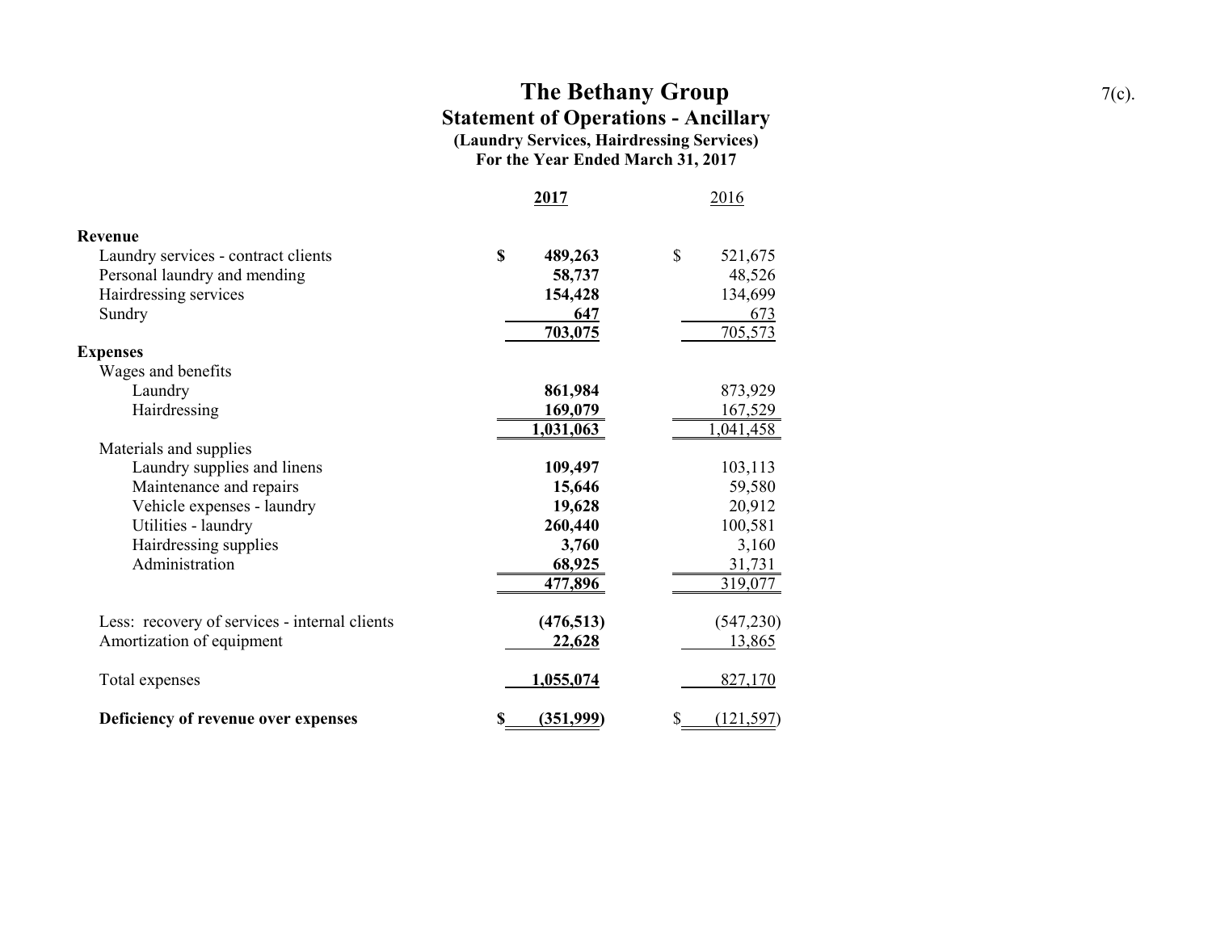# The Bethany Group

## Statement of Operations - Ancillary

### (Laundry Services, Hairdressing Services)

### For the Year Ended March 31, 2017

7(c).

| | 2017 | 2016 |
|---|---|---|
| **Revenue** | | |
| Laundry services - contract clients | **$ 489,263** | $ 521,675 |
| Personal laundry and mending | **58,737** | 48,526 |
| Hairdressing services | **154,428** | 134,699 |
| Sundry | **647** | 673 |
| | **703,075** | 705,573 |
| **Expenses** | | |
| Wages and benefits | | |
| Laundry | **861,984** | 873,929 |
| Hairdressing | **169,079** | 167,529 |
| | **1,031,063** | 1,041,458 |
| Materials and supplies | | |
| Laundry supplies and linens | **109,497** | 103,113 |
| Maintenance and repairs | **15,646** | 59,580 |
| Vehicle expenses - laundry | **19,628** | 20,912 |
| Utilities - laundry | **260,440** | 100,581 |
| Hairdressing supplies | **3,760** | 3,160 |
| Administration | **68,925** | 31,731 |
| | **477,896** | 319,077 |
| Less: recovery of services - internal clients | **(476,513)** | (547,230) |
| Amortization of equipment | **22,628** | 13,865 |
| Total expenses | **1,055,074** | 827,170 |
| **Deficiency of revenue over expenses** | **$ (351,999)** | $ (121,597) |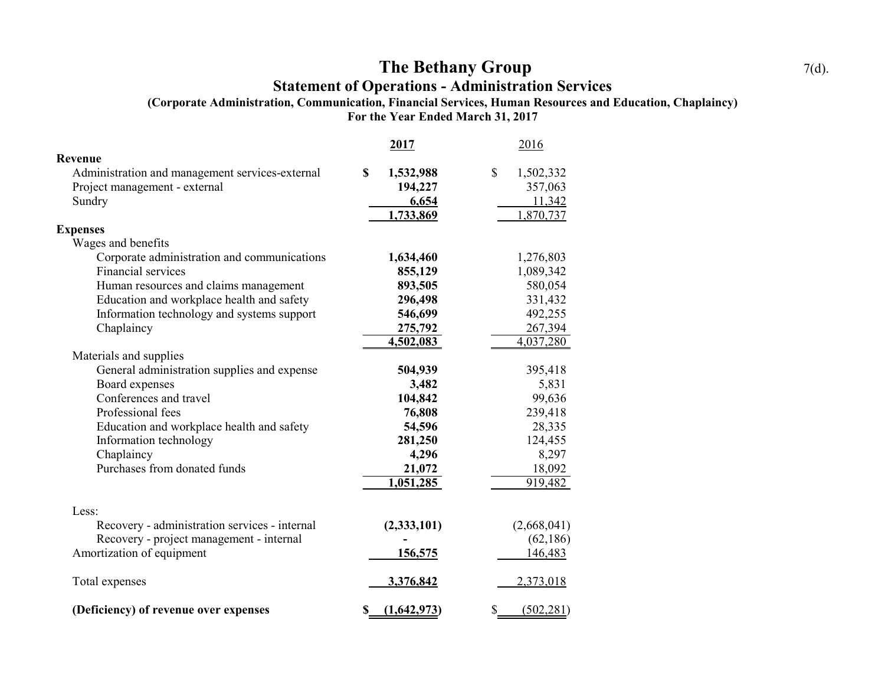# The Bethany Group

## Statement of Operations - Administration Services

### (Corporate Administration, Communication, Financial Services, Human Resources and Education, Chaplaincy)

### For the Year Ended March 31, 2017

7(d).

| | 2017 | 2016 |
|---|---|---|
| **Revenue** | | |
| Administration and management services-external | $ 1,532,988 | $ 1,502,332 |
| Project management - external | 194,227 | 357,063 |
| Sundry | 6,654 | 11,342 |
| | 1,733,869 | 1,870,737 |
| **Expenses** | | |
| Wages and benefits | | |
| Corporate administration and communications | 1,634,460 | 1,276,803 |
| Financial services | 855,129 | 1,089,342 |
| Human resources and claims management | 893,505 | 580,054 |
| Education and workplace health and safety | 296,498 | 331,432 |
| Information technology and systems support | 546,699 | 492,255 |
| Chaplaincy | 275,792 | 267,394 |
| | 4,502,083 | 4,037,280 |
| Materials and supplies | | |
| General administration supplies and expense | 504,939 | 395,418 |
| Board expenses | 3,482 | 5,831 |
| Conferences and travel | 104,842 | 99,636 |
| Professional fees | 76,808 | 239,418 |
| Education and workplace health and safety | 54,596 | 28,335 |
| Information technology | 281,250 | 124,455 |
| Chaplaincy | 4,296 | 8,297 |
| Purchases from donated funds | 21,072 | 18,092 |
| | 1,051,285 | 919,482 |
| Less: | | |
| Recovery - administration services - internal | (2,333,101) | (2,668,041) |
| Recovery - project management - internal | - | (62,186) |
| Amortization of equipment | 156,575 | 146,483 |
| Total expenses | 3,376,842 | 2,373,018 |
| **(Deficiency) of revenue over expenses** | $ (1,642,973) | $ (502,281) |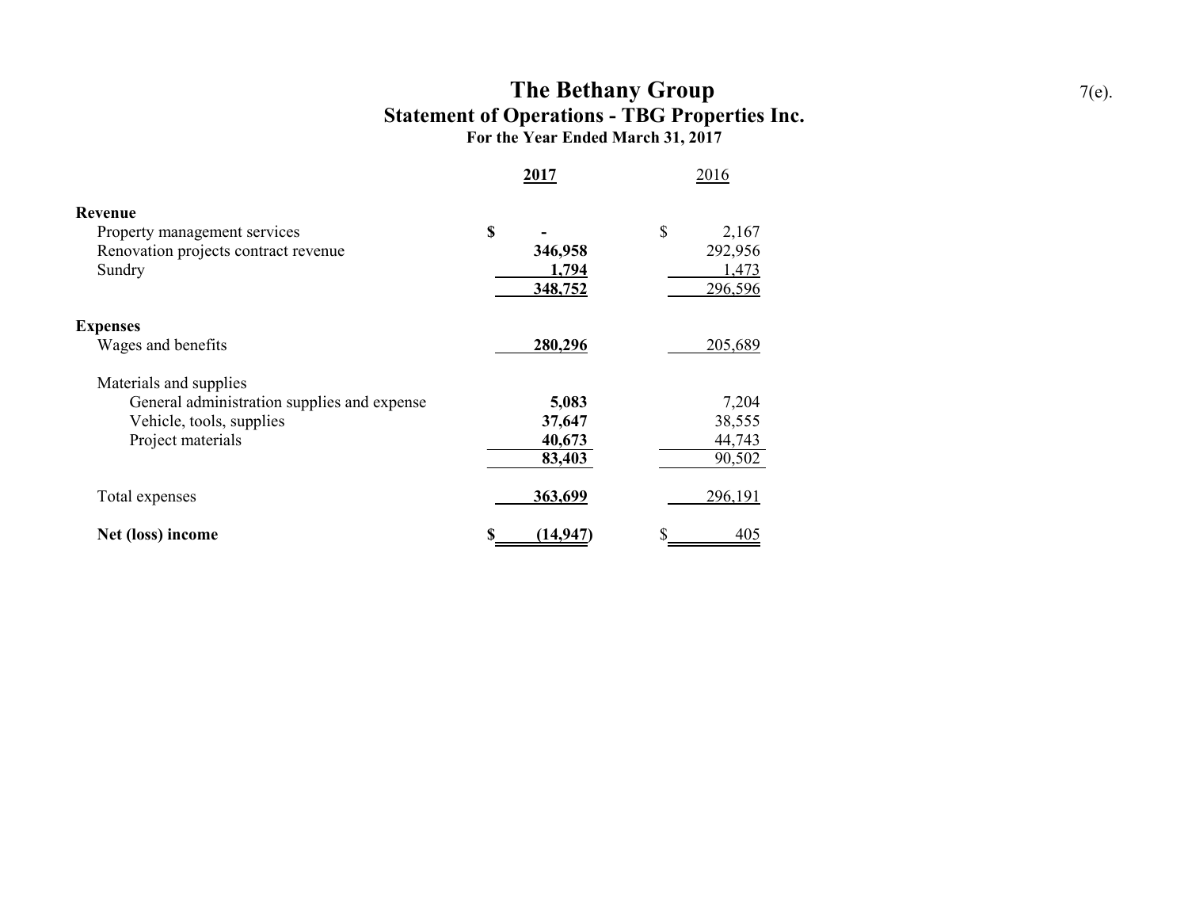# The Bethany Group

## Statement of Operations - TBG Properties Inc.

### For the Year Ended March 31, 2017

7(e).

| | 2017 | 2016 |
|---|---|---|
| **Revenue** | | |
| Property management services | $ - | $ 2,167 |
| Renovation projects contract revenue | 346,958 | 292,956 |
| Sundry | 1,794 | 1,473 |
| | 348,752 | 296,596 |
| **Expenses** | | |
| Wages and benefits | 280,296 | 205,689 |
| Materials and supplies | | |
| General administration supplies and expense | 5,083 | 7,204 |
| Vehicle, tools, supplies | 37,647 | 38,555 |
| Project materials | 40,673 | 44,743 |
| | 83,403 | 90,502 |
| Total expenses | 363,699 | 296,191 |
| **Net (loss) income** | $ (14,947) | $ 405 |